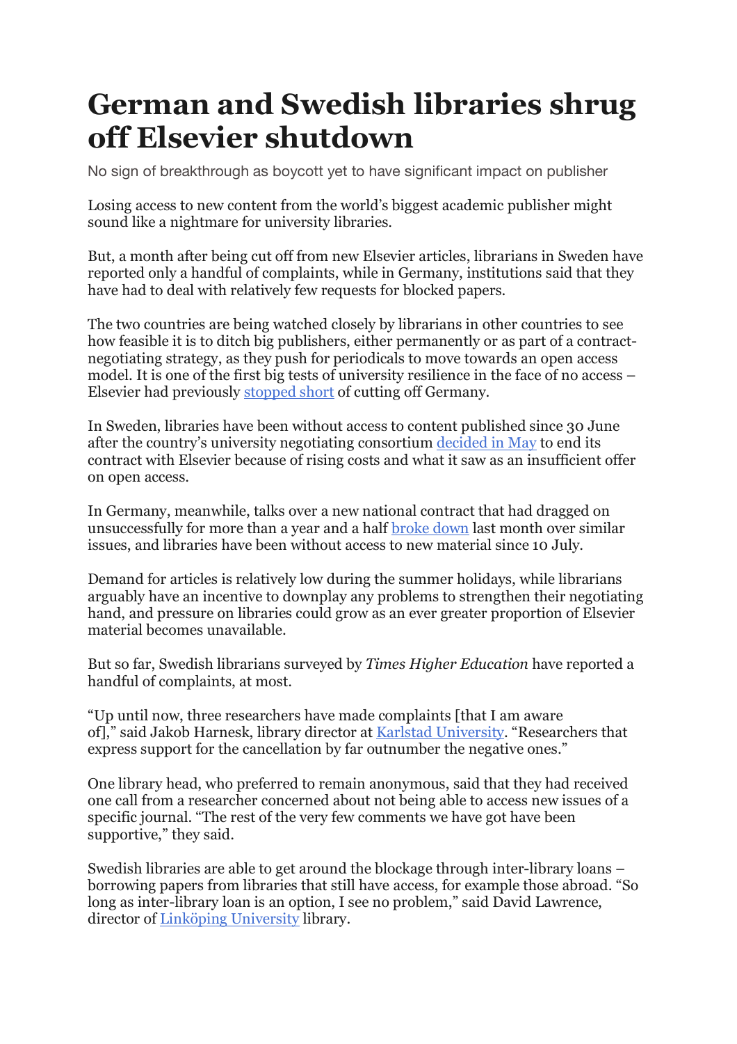# German and Swedish libraries shrug off Elsevier shutdown

No sign of breakthrough as boycott yet to have significant impact on publisher

Losing access to new content from the world's biggest academic publisher might sound like a nightmare for university libraries.

But, a month after being cut off from new Elsevier articles, librarians in Sweden have reported only a handful of complaints, while in Germany, institutions said that they have had to deal with relatively few requests for blocked papers.

The two countries are being watched closely by librarians in other countries to see how feasible it is to ditch big publishers, either permanently or as part of a contract-negotiating strategy, as they push for periodicals to move towards an open access model. It is one of the first big tests of university resilience in the face of no access – Elsevier had previously stopped short of cutting off Germany.

In Sweden, libraries have been without access to content published since 30 June after the country's university negotiating consortium decided in May to end its contract with Elsevier because of rising costs and what it saw as an insufficient offer on open access.

In Germany, meanwhile, talks over a new national contract that had dragged on unsuccessfully for more than a year and a half broke down last month over similar issues, and libraries have been without access to new material since 10 July.

Demand for articles is relatively low during the summer holidays, while librarians arguably have an incentive to downplay any problems to strengthen their negotiating hand, and pressure on libraries could grow as an ever greater proportion of Elsevier material becomes unavailable.

But so far, Swedish librarians surveyed by *Times Higher Education* have reported a handful of complaints, at most.

"Up until now, three researchers have made complaints [that I am aware of]," said Jakob Harnesk, library director at Karlstad University. "Researchers that express support for the cancellation by far outnumber the negative ones."

One library head, who preferred to remain anonymous, said that they had received one call from a researcher concerned about not being able to access new issues of a specific journal. "The rest of the very few comments we have got have been supportive," they said.

Swedish libraries are able to get around the blockage through inter-library loans – borrowing papers from libraries that still have access, for example those abroad. "So long as inter-library loan is an option, I see no problem," said David Lawrence, director of Linköping University library.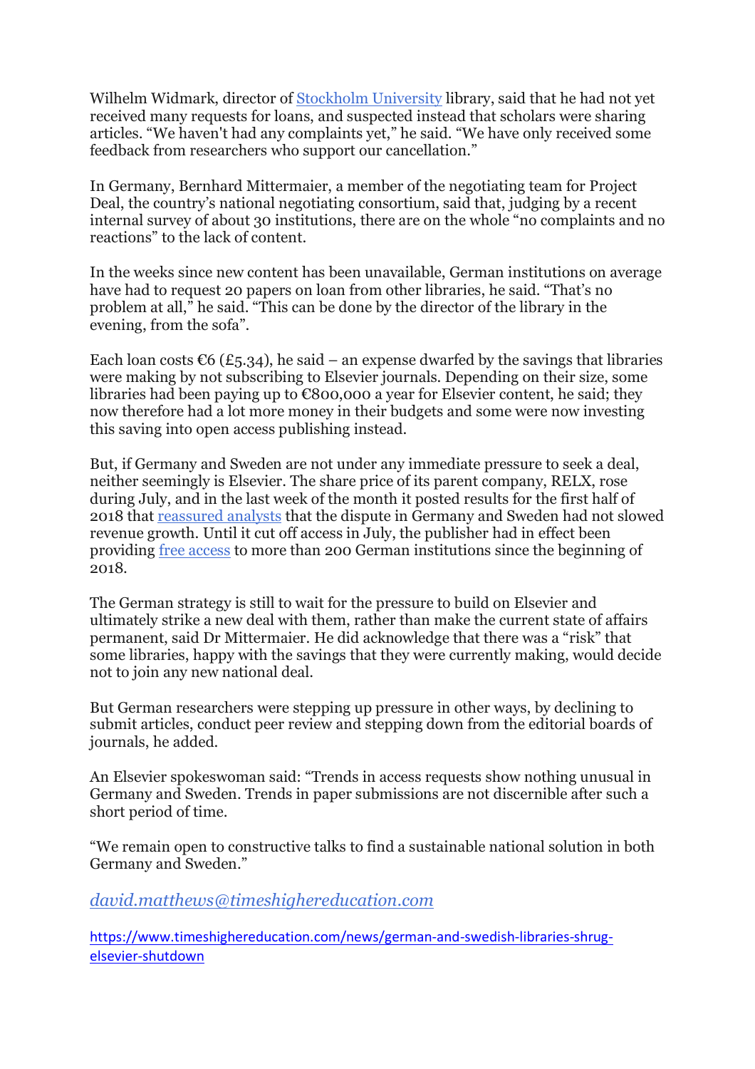Wilhelm Widmark, director of [Stockholm University](#) library, said that he had not yet received many requests for loans, and suspected instead that scholars were sharing articles. "We haven't had any complaints yet," he said. "We have only received some feedback from researchers who support our cancellation."

In Germany, Bernhard Mittermaier, a member of the negotiating team for Project Deal, the country's national negotiating consortium, said that, judging by a recent internal survey of about 30 institutions, there are on the whole "no complaints and no reactions" to the lack of content.

In the weeks since new content has been unavailable, German institutions on average have had to request 20 papers on loan from other libraries, he said. "That's no problem at all," he said. "This can be done by the director of the library in the evening, from the sofa".

Each loan costs €6 (£5.34), he said – an expense dwarfed by the savings that libraries were making by not subscribing to Elsevier journals. Depending on their size, some libraries had been paying up to €800,000 a year for Elsevier content, he said; they now therefore had a lot more money in their budgets and some were now investing this saving into open access publishing instead.

But, if Germany and Sweden are not under any immediate pressure to seek a deal, neither seemingly is Elsevier. The share price of its parent company, RELX, rose during July, and in the last week of the month it posted results for the first half of 2018 that [reassured analysts](#) that the dispute in Germany and Sweden had not slowed revenue growth. Until it cut off access in July, the publisher had in effect been providing [free access](#) to more than 200 German institutions since the beginning of 2018.

The German strategy is still to wait for the pressure to build on Elsevier and ultimately strike a new deal with them, rather than make the current state of affairs permanent, said Dr Mittermaier. He did acknowledge that there was a "risk" that some libraries, happy with the savings that they were currently making, would decide not to join any new national deal.

But German researchers were stepping up pressure in other ways, by declining to submit articles, conduct peer review and stepping down from the editorial boards of journals, he added.

An Elsevier spokeswoman said: "Trends in access requests show nothing unusual in Germany and Sweden. Trends in paper submissions are not discernible after such a short period of time.

"We remain open to constructive talks to find a sustainable national solution in both Germany and Sweden."

*david.matthews@timeshighereducation.com*

https://www.timeshighereducation.com/news/german-and-swedish-libraries-shrug-elsevier-shutdown